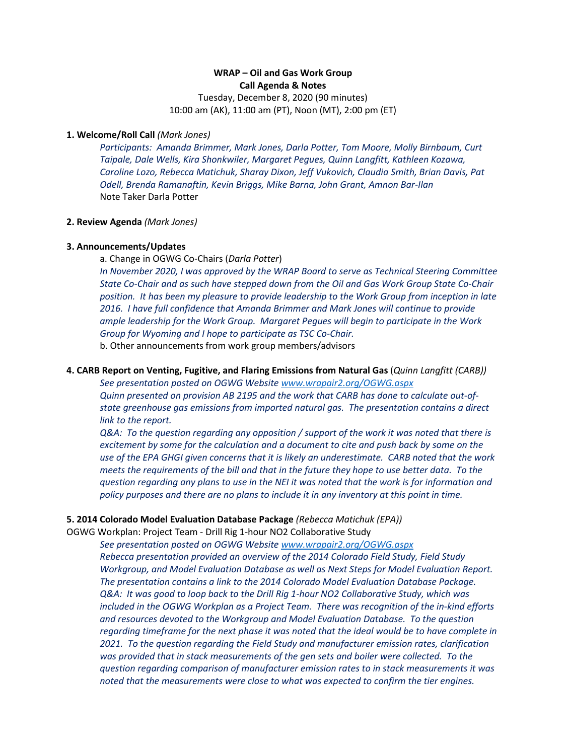**WRAP – Oil and Gas Work Group**
**Call Agenda & Notes**

Tuesday, December 8, 2020 (90 minutes)
10:00 am (AK), 11:00 am (PT), Noon (MT), 2:00 pm (ET)

**1. Welcome/Roll Call** *(Mark Jones)*

*Participants: Amanda Brimmer, Mark Jones, Darla Potter, Tom Moore, Molly Birnbaum, Curt Taipale, Dale Wells, Kira Shonkwiler, Margaret Pegues, Quinn Langfitt, Kathleen Kozawa, Caroline Lozo, Rebecca Matichuk, Sharay Dixon, Jeff Vukovich, Claudia Smith, Brian Davis, Pat Odell, Brenda Ramanaftin, Kevin Briggs, Mike Barna, John Grant, Amnon Bar-Ilan*
Note Taker Darla Potter

**2. Review Agenda** *(Mark Jones)*

**3. Announcements/Updates**

a. Change in OGWG Co-Chairs (*Darla Potter*)
*In November 2020, I was approved by the WRAP Board to serve as Technical Steering Committee State Co-Chair and as such have stepped down from the Oil and Gas Work Group State Co-Chair position. It has been my pleasure to provide leadership to the Work Group from inception in late 2016. I have full confidence that Amanda Brimmer and Mark Jones will continue to provide ample leadership for the Work Group. Margaret Pegues will begin to participate in the Work Group for Wyoming and I hope to participate as TSC Co-Chair.*
b. Other announcements from work group members/advisors

**4. CARB Report on Venting, Fugitive, and Flaring Emissions from Natural Gas** (*Quinn Langfitt (CARB))*

*See presentation posted on OGWG Website www.wrapair2.org/OGWG.aspx*
*Quinn presented on provision AB 2195 and the work that CARB has done to calculate out-of-state greenhouse gas emissions from imported natural gas. The presentation contains a direct link to the report.*
*Q&A: To the question regarding any opposition / support of the work it was noted that there is excitement by some for the calculation and a document to cite and push back by some on the use of the EPA GHGI given concerns that it is likely an underestimate. CARB noted that the work meets the requirements of the bill and that in the future they hope to use better data. To the question regarding any plans to use in the NEI it was noted that the work is for information and policy purposes and there are no plans to include it in any inventory at this point in time.*

**5. 2014 Colorado Model Evaluation Database Package** *(Rebecca Matichuk (EPA))*

OGWG Workplan: Project Team - Drill Rig 1-hour NO2 Collaborative Study

*See presentation posted on OGWG Website www.wrapair2.org/OGWG.aspx*
*Rebecca presentation provided an overview of the 2014 Colorado Field Study, Field Study Workgroup, and Model Evaluation Database as well as Next Steps for Model Evaluation Report. The presentation contains a link to the 2014 Colorado Model Evaluation Database Package.*
*Q&A: It was good to loop back to the Drill Rig 1-hour NO2 Collaborative Study, which was included in the OGWG Workplan as a Project Team. There was recognition of the in-kind efforts and resources devoted to the Workgroup and Model Evaluation Database. To the question regarding timeframe for the next phase it was noted that the ideal would be to have complete in 2021. To the question regarding the Field Study and manufacturer emission rates, clarification was provided that in stack measurements of the gen sets and boiler were collected. To the question regarding comparison of manufacturer emission rates to in stack measurements it was noted that the measurements were close to what was expected to confirm the tier engines.*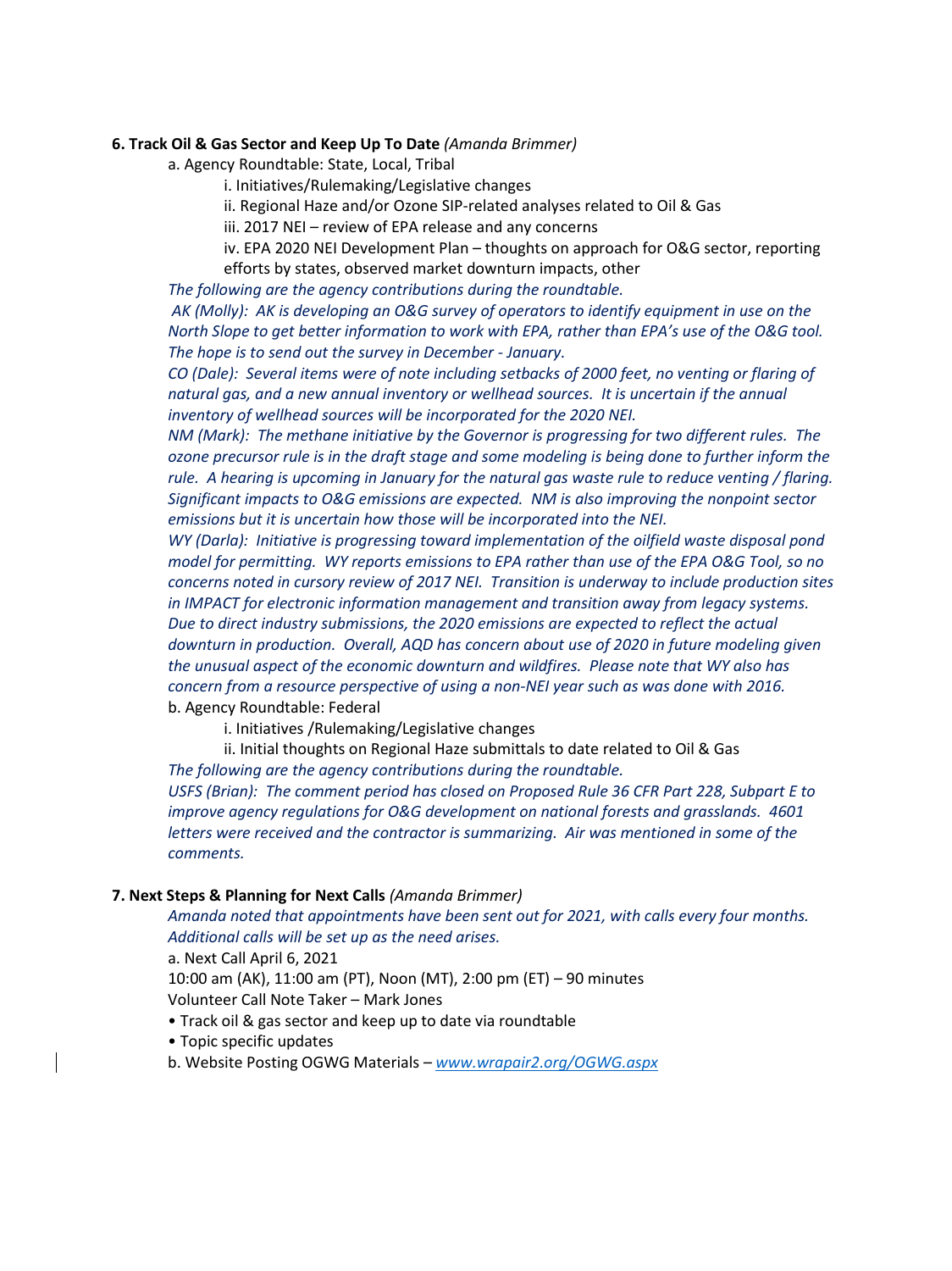**6. Track Oil & Gas Sector and Keep Up To Date** *(Amanda Brimmer)*

a. Agency Roundtable: State, Local, Tribal

i. Initiatives/Rulemaking/Legislative changes

ii. Regional Haze and/or Ozone SIP-related analyses related to Oil & Gas

iii. 2017 NEI – review of EPA release and any concerns

iv. EPA 2020 NEI Development Plan – thoughts on approach for O&G sector, reporting efforts by states, observed market downturn impacts, other

*The following are the agency contributions during the roundtable.*

*AK (Molly): AK is developing an O&G survey of operators to identify equipment in use on the North Slope to get better information to work with EPA, rather than EPA's use of the O&G tool. The hope is to send out the survey in December - January.*

*CO (Dale): Several items were of note including setbacks of 2000 feet, no venting or flaring of natural gas, and a new annual inventory or wellhead sources. It is uncertain if the annual inventory of wellhead sources will be incorporated for the 2020 NEI.*

*NM (Mark): The methane initiative by the Governor is progressing for two different rules. The ozone precursor rule is in the draft stage and some modeling is being done to further inform the rule. A hearing is upcoming in January for the natural gas waste rule to reduce venting / flaring. Significant impacts to O&G emissions are expected. NM is also improving the nonpoint sector emissions but it is uncertain how those will be incorporated into the NEI.*

*WY (Darla): Initiative is progressing toward implementation of the oilfield waste disposal pond model for permitting. WY reports emissions to EPA rather than use of the EPA O&G Tool, so no concerns noted in cursory review of 2017 NEI. Transition is underway to include production sites in IMPACT for electronic information management and transition away from legacy systems. Due to direct industry submissions, the 2020 emissions are expected to reflect the actual downturn in production. Overall, AQD has concern about use of 2020 in future modeling given the unusual aspect of the economic downturn and wildfires. Please note that WY also has concern from a resource perspective of using a non-NEI year such as was done with 2016.*

b. Agency Roundtable: Federal

i. Initiatives /Rulemaking/Legislative changes

ii. Initial thoughts on Regional Haze submittals to date related to Oil & Gas

*The following are the agency contributions during the roundtable.*

*USFS (Brian): The comment period has closed on Proposed Rule 36 CFR Part 228, Subpart E to improve agency regulations for O&G development on national forests and grasslands. 4601 letters were received and the contractor is summarizing. Air was mentioned in some of the comments.*

**7. Next Steps & Planning for Next Calls** *(Amanda Brimmer)*

*Amanda noted that appointments have been sent out for 2021, with calls every four months. Additional calls will be set up as the need arises.*

a. Next Call April 6, 2021

10:00 am (AK), 11:00 am (PT), Noon (MT), 2:00 pm (ET) – 90 minutes

Volunteer Call Note Taker – Mark Jones

- Track oil & gas sector and keep up to date via roundtable
- Topic specific updates

b. Website Posting OGWG Materials – *www.wrapair2.org/OGWG.aspx*